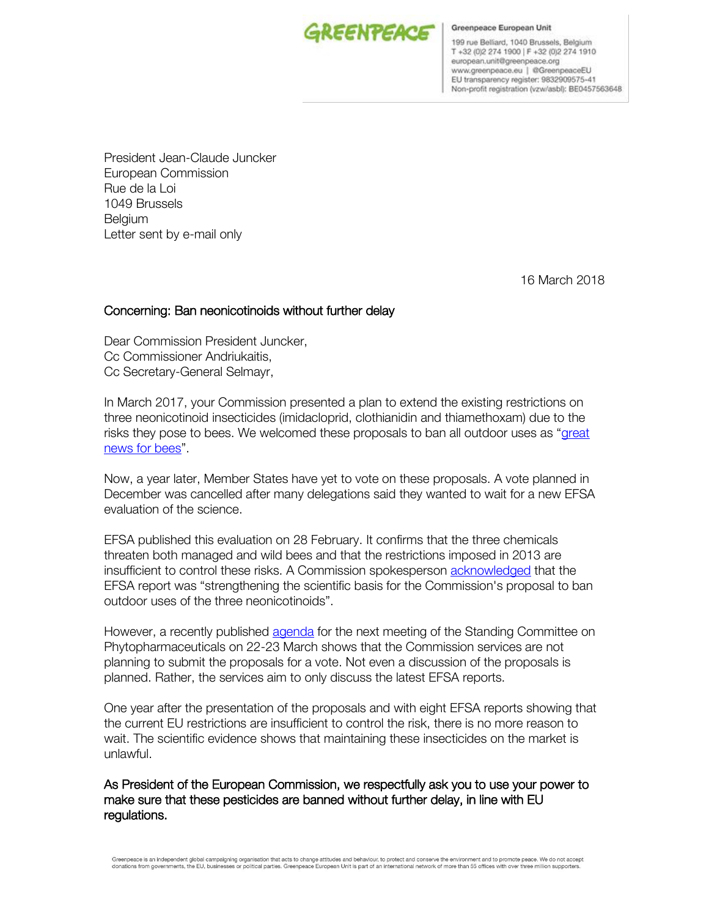GREENPEACE

**Greenpeace European Unit**
199 rue Belliard, 1040 Brussels, Belgium
T +32 (0)2 274 1900 | F +32 (0)2 274 1910
european.unit@greenpeace.org
www.greenpeace.eu | @GreenpeaceEU
EU transparency register: 9832909575-41
Non-profit registration (vzw/asbl): BE0457563648

President Jean-Claude Juncker
European Commission
Rue de la Loi
1049 Brussels
Belgium
Letter sent by e-mail only

16 March 2018

Concerning: Ban neonicotinoids without further delay

Dear Commission President Juncker,
Cc Commissioner Andriukaitis,
Cc Secretary-General Selmayr,

In March 2017, your Commission presented a plan to extend the existing restrictions on three neonicotinoid insecticides (imidacloprid, clothianidin and thiamethoxam) due to the risks they pose to bees. We welcomed these proposals to ban all outdoor uses as "great news for bees".

Now, a year later, Member States have yet to vote on these proposals. A vote planned in December was cancelled after many delegations said they wanted to wait for a new EFSA evaluation of the science.

EFSA published this evaluation on 28 February. It confirms that the three chemicals threaten both managed and wild bees and that the restrictions imposed in 2013 are insufficient to control these risks. A Commission spokesperson acknowledged that the EFSA report was "strengthening the scientific basis for the Commission's proposal to ban outdoor uses of the three neonicotinoids".

However, a recently published agenda for the next meeting of the Standing Committee on Phytopharmaceuticals on 22-23 March shows that the Commission services are not planning to submit the proposals for a vote. Not even a discussion of the proposals is planned. Rather, the services aim to only discuss the latest EFSA reports.

One year after the presentation of the proposals and with eight EFSA reports showing that the current EU restrictions are insufficient to control the risk, there is no more reason to wait. The scientific evidence shows that maintaining these insecticides on the market is unlawful.

As President of the European Commission, we respectfully ask you to use your power to make sure that these pesticides are banned without further delay, in line with EU regulations.

Greenpeace is an independent global campaigning organisation that acts to change attitudes and behaviour, to protect and conserve the environment and to promote peace. We do not accept donations from governments, the EU, businesses or political parties. Greenpeace European Unit is part of an international network of more than 55 offices with over three million supporters.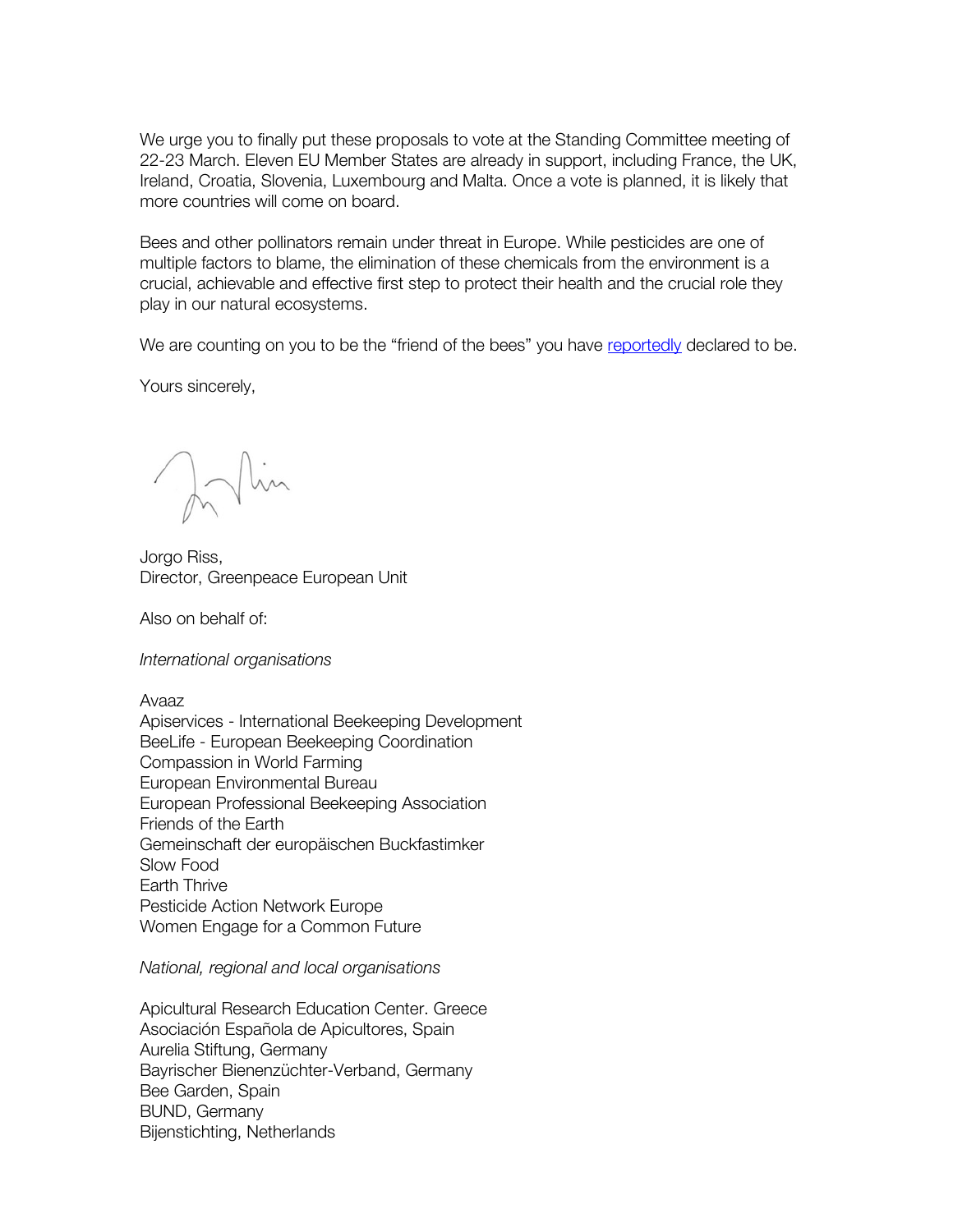We urge you to finally put these proposals to vote at the Standing Committee meeting of 22-23 March. Eleven EU Member States are already in support, including France, the UK, Ireland, Croatia, Slovenia, Luxembourg and Malta. Once a vote is planned, it is likely that more countries will come on board.

Bees and other pollinators remain under threat in Europe. While pesticides are one of multiple factors to blame, the elimination of these chemicals from the environment is a crucial, achievable and effective first step to protect their health and the crucial role they play in our natural ecosystems.

We are counting on you to be the "friend of the bees" you have reportedly declared to be.

Yours sincerely,

Jorgo Riss,
Director, Greenpeace European Unit

Also on behalf of:

*International organisations*

Avaaz
Apiservices - International Beekeeping Development
BeeLife - European Beekeeping Coordination
Compassion in World Farming
European Environmental Bureau
European Professional Beekeeping Association
Friends of the Earth
Gemeinschaft der europäischen Buckfastimker
Slow Food
Earth Thrive
Pesticide Action Network Europe
Women Engage for a Common Future

*National, regional and local organisations*

Apicultural Research Education Center. Greece
Asociación Española de Apicultores, Spain
Aurelia Stiftung, Germany
Bayrischer Bienenzüchter-Verband, Germany
Bee Garden, Spain
BUND, Germany
Bijenstichting, Netherlands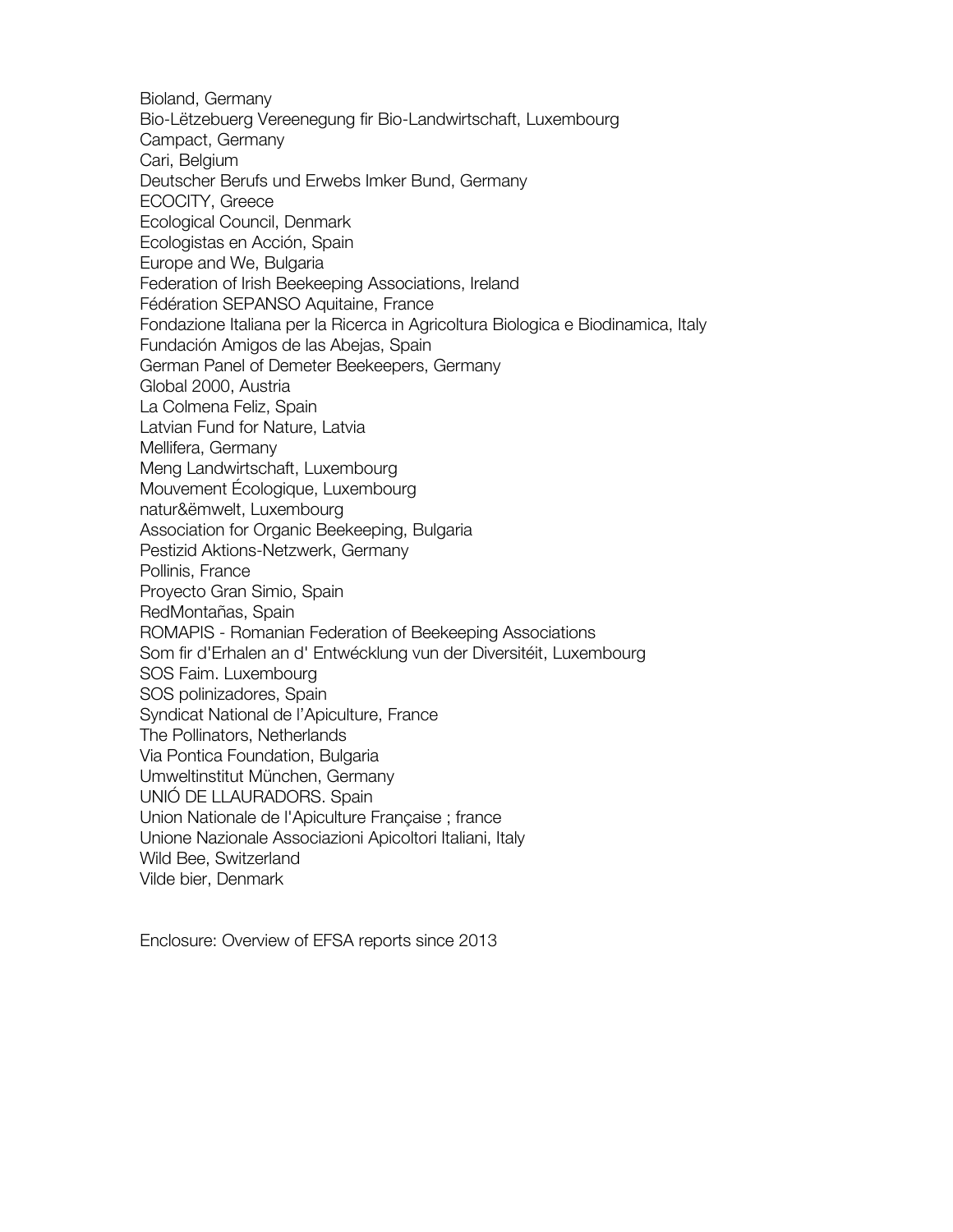Bioland, Germany
Bio-Lëtzebuerg Vereenegung fir Bio-Landwirtschaft, Luxembourg
Campact, Germany
Cari, Belgium
Deutscher Berufs und Erwebs Imker Bund, Germany
ECOCITY, Greece
Ecological Council, Denmark
Ecologistas en Acción, Spain
Europe and We, Bulgaria
Federation of Irish Beekeeping Associations, Ireland
Fédération SEPANSO Aquitaine, France
Fondazione Italiana per la Ricerca in Agricoltura Biologica e Biodinamica, Italy
Fundación Amigos de las Abejas, Spain
German Panel of Demeter Beekeepers, Germany
Global 2000, Austria
La Colmena Feliz, Spain
Latvian Fund for Nature, Latvia
Mellifera, Germany
Meng Landwirtschaft, Luxembourg
Mouvement Écologique, Luxembourg
natur&ëmwelt, Luxembourg
Association for Organic Beekeeping, Bulgaria
Pestizid Aktions-Netzwerk, Germany
Pollinis, France
Proyecto Gran Simio, Spain
RedMontañas, Spain
ROMAPIS - Romanian Federation of Beekeeping Associations
Som fir d'Erhalen an d' Entwécklung vun der Diversitéit, Luxembourg
SOS Faim. Luxembourg
SOS polinizadores, Spain
Syndicat National de l'Apiculture, France
The Pollinators, Netherlands
Via Pontica Foundation, Bulgaria
Umweltinstitut München, Germany
UNIÓ DE LLAURADORS. Spain
Union Nationale de l'Apiculture Française ; france
Unione Nazionale Associazioni Apicoltori Italiani, Italy
Wild Bee, Switzerland
Vilde bier, Denmark

Enclosure: Overview of EFSA reports since 2013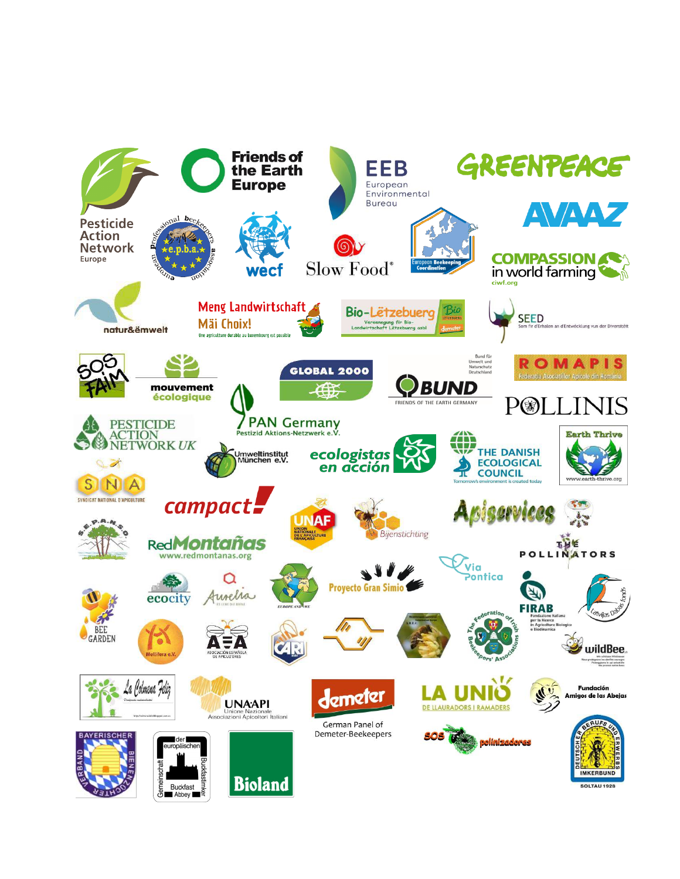Pesticide Action Network Europe

Friends of the Earth Europe

EEB European Environmental Bureau

GREENPEACE

AVAAZ

e.p.b.a. European Professional Beekeepers Association

wecf

Slow Food®

European Beekeeping Coordination

COMPASSION in world farming ciwf.org

natur&ëmwelt

Meng Landwirtschaft Mäi Choix! Une agriculture durable au Luxembourg est possible

Bio-Lëtzebuerg Vereenegung fir Bio-Landwirtschaft Lëtzebuerg asbl

SEED Som fir d'Erhalen an d'Entwécklung vun der Diversitéit

SOS FAIM

mouvement écologique

GLOBAL 2000

Bund für Umwelt und Naturschutz Deutschland BUND FRIENDS OF THE EARTH GERMANY

ROMAPIS Federatia Asociatiilor Apicole din Romania

POLLINIS

PESTICIDE ACTION NETWORK UK

PAN Germany Pestizid Aktions-Netzwerk e.V.

Umweltinstitut München e.V.

ecologistas en acción

THE DANISH ECOLOGICAL COUNCIL Tomorrow's environment is created today

Earth Thrive www.earth-thrive.org

SNA SYNDICAT NATIONAL D'APICULTURE

campact!

UNAF UNION NATIONALE DE L'APICULTURE FRANÇAISE

Bijenstichting

Apiservices

S.E.P.A.N.S.O.

RedMontañas www.redmontanas.org

THE POLLINATORS

Via Pontica

ecocity

Aurelia

EUROPE AND WE

Proyecto Gran Simio

FIRAB Fondazione Italiana per la Ricerca in Agricoltura Biologica e Biodinamica

Latvijas Dabas fonds

BEE GARDEN

Mellifera e.V.

AEA ASOCIACIÓN ESPAÑOLA DE APICULTORES

CARI

The Federation of Irish Beekeepers' Associations

wildBee

La Colmena Feliz

UNAAPI Unione Nazionale Associazioni Apicoltori Italiani

demeter German Panel of Demeter-Beekeepers

LA UNIÓ DE LLAURADORS I RAMADERS

Fundación Amigos de las Abejas

SOS polinizadores

BAYERISCHER BIENENZÜCHTER VERBAND

Gemeinschaft der europäischen Buckfastimker Buckfast Abbey

Bioland

DEUTSCHER BERUFS UND ERWERBS IMKERBUND SOLTAU 1928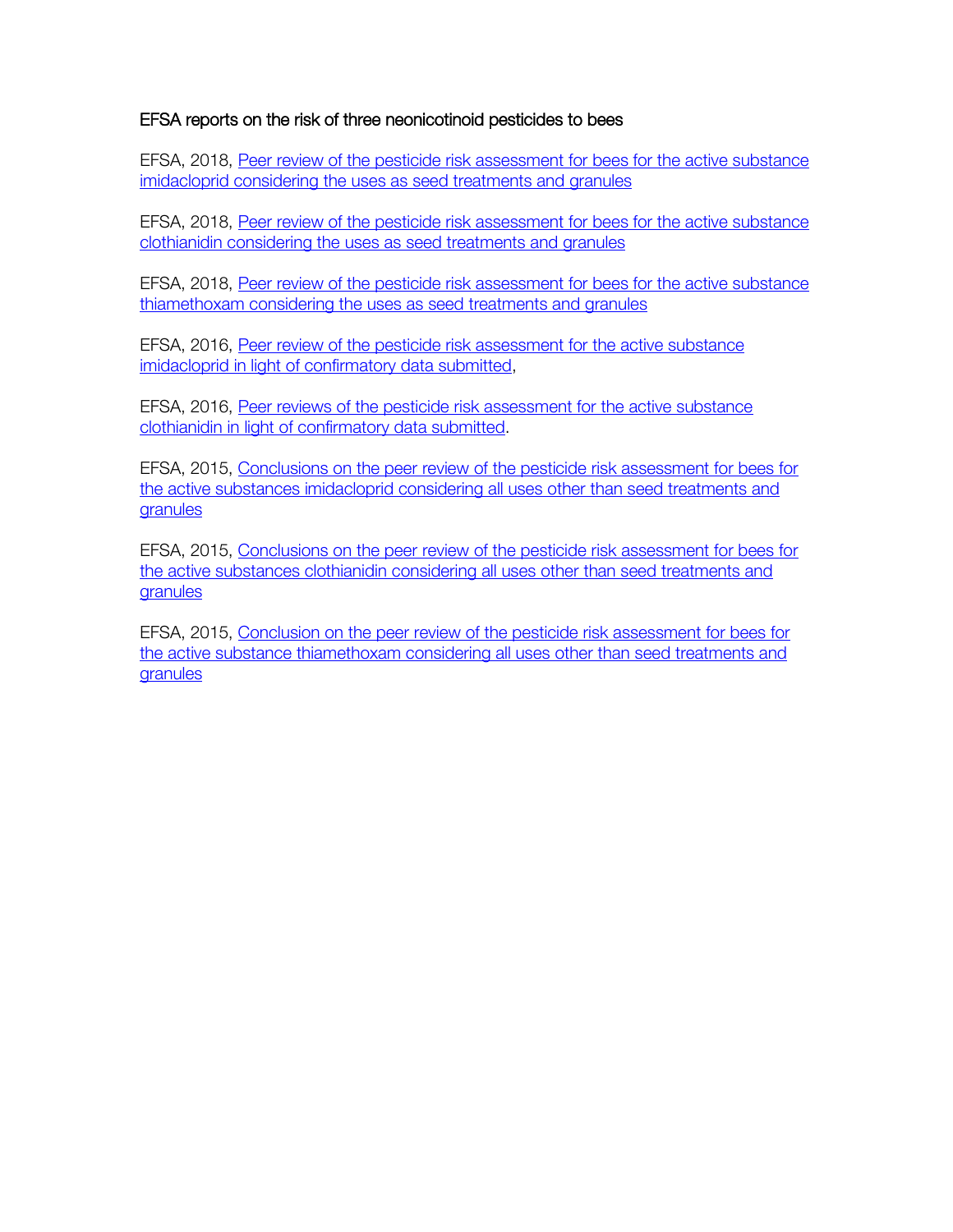EFSA reports on the risk of three neonicotinoid pesticides to bees

EFSA, 2018, Peer review of the pesticide risk assessment for bees for the active substance imidacloprid considering the uses as seed treatments and granules

EFSA, 2018, Peer review of the pesticide risk assessment for bees for the active substance clothianidin considering the uses as seed treatments and granules

EFSA, 2018, Peer review of the pesticide risk assessment for bees for the active substance thiamethoxam considering the uses as seed treatments and granules

EFSA, 2016, Peer review of the pesticide risk assessment for the active substance imidacloprid in light of confirmatory data submitted,

EFSA, 2016, Peer reviews of the pesticide risk assessment for the active substance clothianidin in light of confirmatory data submitted.

EFSA, 2015, Conclusions on the peer review of the pesticide risk assessment for bees for the active substances imidacloprid considering all uses other than seed treatments and granules

EFSA, 2015, Conclusions on the peer review of the pesticide risk assessment for bees for the active substances clothianidin considering all uses other than seed treatments and granules

EFSA, 2015, Conclusion on the peer review of the pesticide risk assessment for bees for the active substance thiamethoxam considering all uses other than seed treatments and granules